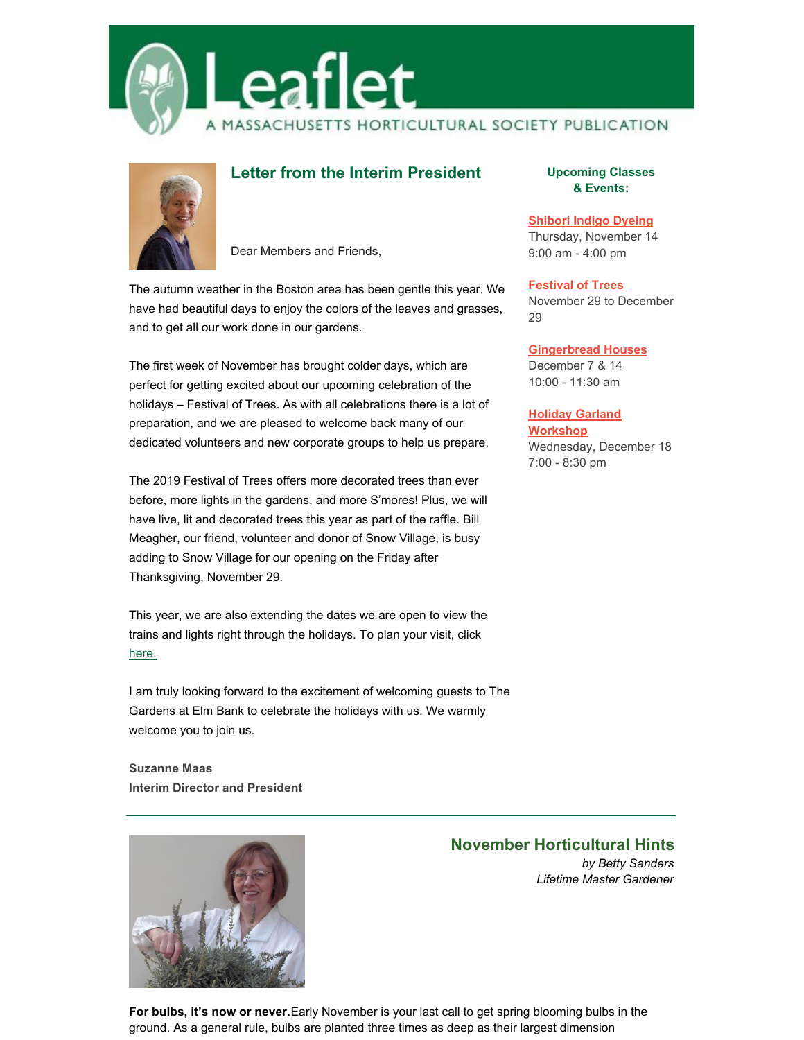# Leaflet

A MASSACHUSETTS HORTICULTURAL SOCIETY PUBLICATION

## Letter from the Interim President

Dear Members and Friends,

The autumn weather in the Boston area has been gentle this year. We have had beautiful days to enjoy the colors of the leaves and grasses, and to get all our work done in our gardens.

The first week of November has brought colder days, which are perfect for getting excited about our upcoming celebration of the holidays – Festival of Trees. As with all celebrations there is a lot of preparation, and we are pleased to welcome back many of our dedicated volunteers and new corporate groups to help us prepare.

The 2019 Festival of Trees offers more decorated trees than ever before, more lights in the gardens, and more S'mores! Plus, we will have live, lit and decorated trees this year as part of the raffle. Bill Meagher, our friend, volunteer and donor of Snow Village, is busy adding to Snow Village for our opening on the Friday after Thanksgiving, November 29.

This year, we are also extending the dates we are open to view the trains and lights right through the holidays. To plan your visit, click here.

I am truly looking forward to the excitement of welcoming guests to The Gardens at Elm Bank to celebrate the holidays with us. We warmly welcome you to join us.

**Suzanne Maas**
**Interim Director and President**

### Upcoming Classes & Events:

**Shibori Indigo Dyeing**
Thursday, November 14
9:00 am - 4:00 pm

**Festival of Trees**
November 29 to December 29

**Gingerbread Houses**
December 7 & 14
10:00 - 11:30 am

**Holiday Garland Workshop**
Wednesday, December 18
7:00 - 8:30 pm

---

## November Horticultural Hints

*by Betty Sanders*
*Lifetime Master Gardener*

**For bulbs, it's now or never.** Early November is your last call to get spring blooming bulbs in the ground. As a general rule, bulbs are planted three times as deep as their largest dimension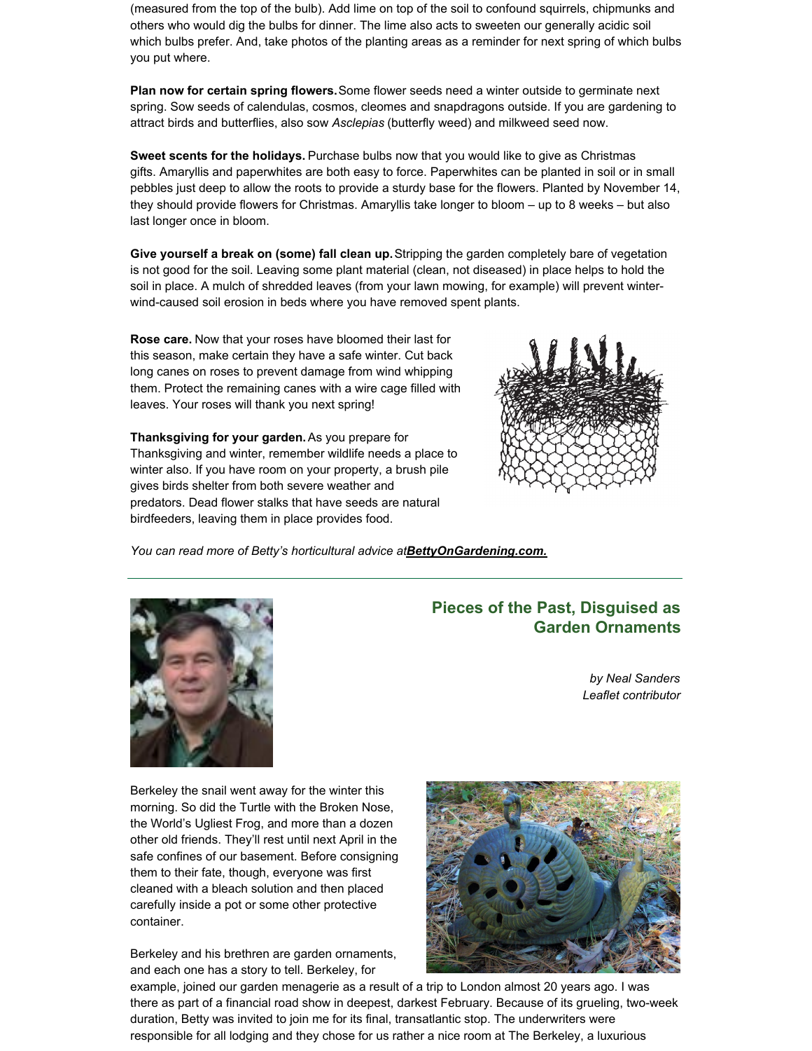(measured from the top of the bulb). Add lime on top of the soil to confound squirrels, chipmunks and others who would dig the bulbs for dinner. The lime also acts to sweeten our generally acidic soil which bulbs prefer. And, take photos of the planting areas as a reminder for next spring of which bulbs you put where.

**Plan now for certain spring flowers.** Some flower seeds need a winter outside to germinate next spring. Sow seeds of calendulas, cosmos, cleomes and snapdragons outside. If you are gardening to attract birds and butterflies, also sow *Asclepias* (butterfly weed) and milkweed seed now.

**Sweet scents for the holidays.** Purchase bulbs now that you would like to give as Christmas gifts. Amaryllis and paperwhites are both easy to force. Paperwhites can be planted in soil or in small pebbles just deep to allow the roots to provide a sturdy base for the flowers. Planted by November 14, they should provide flowers for Christmas. Amaryllis take longer to bloom – up to 8 weeks – but also last longer once in bloom.

**Give yourself a break on (some) fall clean up.** Stripping the garden completely bare of vegetation is not good for the soil. Leaving some plant material (clean, not diseased) in place helps to hold the soil in place. A mulch of shredded leaves (from your lawn mowing, for example) will prevent winter-wind-caused soil erosion in beds where you have removed spent plants.

**Rose care.** Now that your roses have bloomed their last for this season, make certain they have a safe winter. Cut back long canes on roses to prevent damage from wind whipping them. Protect the remaining canes with a wire cage filled with leaves. Your roses will thank you next spring!

**Thanksgiving for your garden.** As you prepare for Thanksgiving and winter, remember wildlife needs a place to winter also. If you have room on your property, a brush pile gives birds shelter from both severe weather and predators. Dead flower stalks that have seeds are natural birdfeeders, leaving them in place provides food.

*You can read more of Betty's horticultural advice at* ***BettyOnGardening.com.***

---

## Pieces of the Past, Disguised as Garden Ornaments

*by Neal Sanders*
*Leaflet contributor*

Berkeley the snail went away for the winter this morning. So did the Turtle with the Broken Nose, the World's Ugliest Frog, and more than a dozen other old friends. They'll rest until next April in the safe confines of our basement. Before consigning them to their fate, though, everyone was first cleaned with a bleach solution and then placed carefully inside a pot or some other protective container.

Berkeley and his brethren are garden ornaments, and each one has a story to tell. Berkeley, for example, joined our garden menagerie as a result of a trip to London almost 20 years ago. I was there as part of a financial road show in deepest, darkest February. Because of its grueling, two-week duration, Betty was invited to join me for its final, transatlantic stop. The underwriters were responsible for all lodging and they chose for us rather a nice room at The Berkeley, a luxurious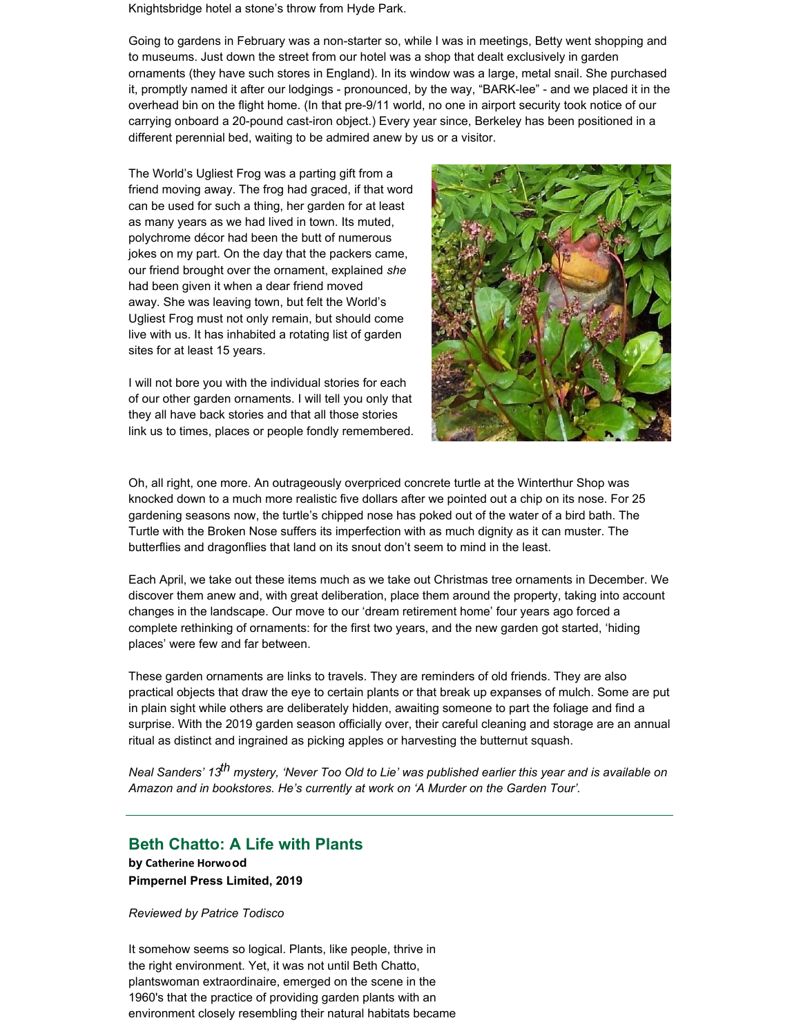Knightsbridge hotel a stone's throw from Hyde Park.

Going to gardens in February was a non-starter so, while I was in meetings, Betty went shopping and to museums. Just down the street from our hotel was a shop that dealt exclusively in garden ornaments (they have such stores in England). In its window was a large, metal snail. She purchased it, promptly named it after our lodgings - pronounced, by the way, "BARK-lee" - and we placed it in the overhead bin on the flight home. (In that pre-9/11 world, no one in airport security took notice of our carrying onboard a 20-pound cast-iron object.) Every year since, Berkeley has been positioned in a different perennial bed, waiting to be admired anew by us or a visitor.

The World's Ugliest Frog was a parting gift from a friend moving away. The frog had graced, if that word can be used for such a thing, her garden for at least as many years as we had lived in town. Its muted, polychrome décor had been the butt of numerous jokes on my part. On the day that the packers came, our friend brought over the ornament, explained *she* had been given it when a dear friend moved away. She was leaving town, but felt the World's Ugliest Frog must not only remain, but should come live with us. It has inhabited a rotating list of garden sites for at least 15 years.

I will not bore you with the individual stories for each of our other garden ornaments. I will tell you only that they all have back stories and that all those stories link us to times, places or people fondly remembered.

Oh, all right, one more. An outrageously overpriced concrete turtle at the Winterthur Shop was knocked down to a much more realistic five dollars after we pointed out a chip on its nose. For 25 gardening seasons now, the turtle's chipped nose has poked out of the water of a bird bath. The Turtle with the Broken Nose suffers its imperfection with as much dignity as it can muster. The butterflies and dragonflies that land on its snout don't seem to mind in the least.

Each April, we take out these items much as we take out Christmas tree ornaments in December. We discover them anew and, with great deliberation, place them around the property, taking into account changes in the landscape. Our move to our 'dream retirement home' four years ago forced a complete rethinking of ornaments: for the first two years, and the new garden got started, 'hiding places' were few and far between.

These garden ornaments are links to travels. They are reminders of old friends. They are also practical objects that draw the eye to certain plants or that break up expanses of mulch. Some are put in plain sight while others are deliberately hidden, awaiting someone to part the foliage and find a surprise. With the 2019 garden season officially over, their careful cleaning and storage are an annual ritual as distinct and ingrained as picking apples or harvesting the butternut squash.

*Neal Sanders' 13th mystery, 'Never Too Old to Lie' was published earlier this year and is available on Amazon and in bookstores. He's currently at work on 'A Murder on the Garden Tour'.*

---

## Beth Chatto: A Life with Plants

**by Catherine Horwood**
**Pimpernel Press Limited, 2019**

*Reviewed by Patrice Todisco*

It somehow seems so logical. Plants, like people, thrive in the right environment. Yet, it was not until Beth Chatto, plantswoman extraordinaire, emerged on the scene in the 1960's that the practice of providing garden plants with an environment closely resembling their natural habitats became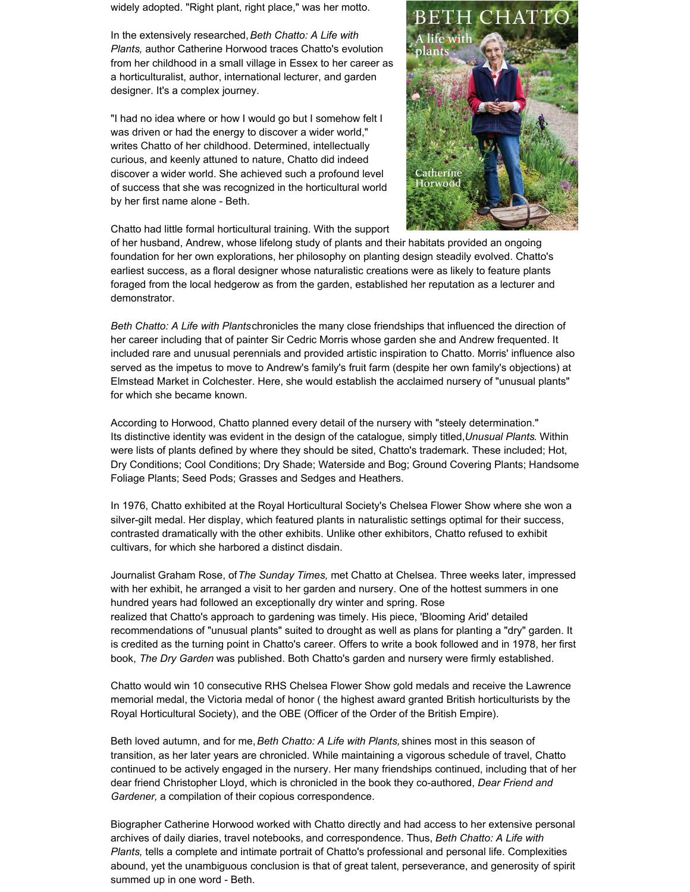widely adopted. "Right plant, right place," was her motto.

In the extensively researched, *Beth Chatto: A Life with Plants,* author Catherine Horwood traces Chatto's evolution from her childhood in a small village in Essex to her career as a horticulturalist, author, international lecturer, and garden designer. It's a complex journey.

"I had no idea where or how I would go but I somehow felt I was driven or had the energy to discover a wider world," writes Chatto of her childhood. Determined, intellectually curious, and keenly attuned to nature, Chatto did indeed discover a wider world. She achieved such a profound level of success that she was recognized in the horticultural world by her first name alone - Beth.

Chatto had little formal horticultural training. With the support of her husband, Andrew, whose lifelong study of plants and their habitats provided an ongoing foundation for her own explorations, her philosophy on planting design steadily evolved. Chatto's earliest success, as a floral designer whose naturalistic creations were as likely to feature plants foraged from the local hedgerow as from the garden, established her reputation as a lecturer and demonstrator.

*Beth Chatto: A Life with Plants* chronicles the many close friendships that influenced the direction of her career including that of painter Sir Cedric Morris whose garden she and Andrew frequented. It included rare and unusual perennials and provided artistic inspiration to Chatto. Morris' influence also served as the impetus to move to Andrew's family's fruit farm (despite her own family's objections) at Elmstead Market in Colchester. Here, she would establish the acclaimed nursery of "unusual plants" for which she became known.

According to Horwood, Chatto planned every detail of the nursery with "steely determination." Its distinctive identity was evident in the design of the catalogue, simply titled, *Unusual Plants.* Within were lists of plants defined by where they should be sited, Chatto's trademark. These included; Hot, Dry Conditions; Cool Conditions; Dry Shade; Waterside and Bog; Ground Covering Plants; Handsome Foliage Plants; Seed Pods; Grasses and Sedges and Heathers.

In 1976, Chatto exhibited at the Royal Horticultural Society's Chelsea Flower Show where she won a silver-gilt medal. Her display, which featured plants in naturalistic settings optimal for their success, contrasted dramatically with the other exhibits. Unlike other exhibitors, Chatto refused to exhibit cultivars, for which she harbored a distinct disdain.

Journalist Graham Rose, of *The Sunday Times,* met Chatto at Chelsea. Three weeks later, impressed with her exhibit, he arranged a visit to her garden and nursery. One of the hottest summers in one hundred years had followed an exceptionally dry winter and spring. Rose realized that Chatto's approach to gardening was timely. His piece, 'Blooming Arid' detailed recommendations of "unusual plants" suited to drought as well as plans for planting a "dry" garden. It is credited as the turning point in Chatto's career. Offers to write a book followed and in 1978, her first book, *The Dry Garden* was published. Both Chatto's garden and nursery were firmly established.

Chatto would win 10 consecutive RHS Chelsea Flower Show gold medals and receive the Lawrence memorial medal, the Victoria medal of honor ( the highest award granted British horticulturists by the Royal Horticultural Society), and the OBE (Officer of the Order of the British Empire).

Beth loved autumn, and for me, *Beth Chatto: A Life with Plants,* shines most in this season of transition, as her later years are chronicled. While maintaining a vigorous schedule of travel, Chatto continued to be actively engaged in the nursery. Her many friendships continued, including that of her dear friend Christopher Lloyd, which is chronicled in the book they co-authored, *Dear Friend and Gardener,* a compilation of their copious correspondence.

Biographer Catherine Horwood worked with Chatto directly and had access to her extensive personal archives of daily diaries, travel notebooks, and correspondence. Thus, *Beth Chatto: A Life with Plants,* tells a complete and intimate portrait of Chatto's professional and personal life. Complexities abound, yet the unambiguous conclusion is that of great talent, perseverance, and generosity of spirit summed up in one word - Beth.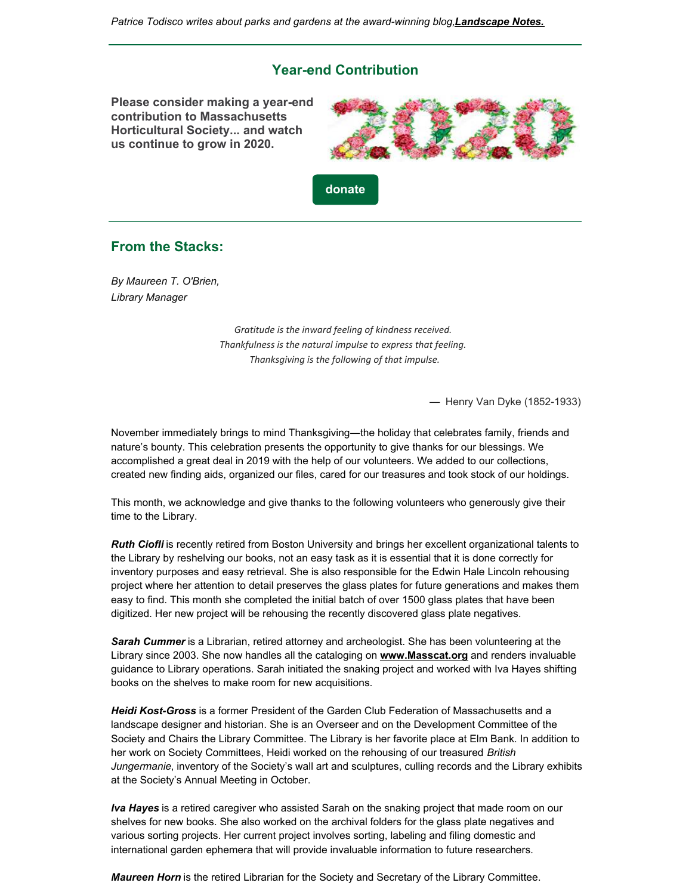*Patrice Todisco writes about parks and gardens at the award-winning blog,**Landscape Notes.***

## Year-end Contribution

**Please consider making a year-end contribution to Massachusetts Horticultural Society... and watch us continue to grow in 2020.**

**donate**

## From the Stacks:

*By Maureen T. O'Brien,*
*Library Manager*

*Gratitude is the inward feeling of kindness received.*
*Thankfulness is the natural impulse to express that feeling.*
*Thanksgiving is the following of that impulse.*

— Henry Van Dyke (1852-1933)

November immediately brings to mind Thanksgiving—the holiday that celebrates family, friends and nature's bounty. This celebration presents the opportunity to give thanks for our blessings. We accomplished a great deal in 2019 with the help of our volunteers. We added to our collections, created new finding aids, organized our files, cared for our treasures and took stock of our holdings.

This month, we acknowledge and give thanks to the following volunteers who generously give their time to the Library.

***Ruth Ciofli*** is recently retired from Boston University and brings her excellent organizational talents to the Library by reshelving our books, not an easy task as it is essential that it is done correctly for inventory purposes and easy retrieval. She is also responsible for the Edwin Hale Lincoln rehousing project where her attention to detail preserves the glass plates for future generations and makes them easy to find. This month she completed the initial batch of over 1500 glass plates that have been digitized. Her new project will be rehousing the recently discovered glass plate negatives.

***Sarah Cummer*** is a Librarian, retired attorney and archeologist. She has been volunteering at the Library since 2003. She now handles all the cataloging on **www.Masscat.org** and renders invaluable guidance to Library operations. Sarah initiated the snaking project and worked with Iva Hayes shifting books on the shelves to make room for new acquisitions.

***Heidi Kost-Gross*** is a former President of the Garden Club Federation of Massachusetts and a landscape designer and historian. She is an Overseer and on the Development Committee of the Society and Chairs the Library Committee. The Library is her favorite place at Elm Bank. In addition to her work on Society Committees, Heidi worked on the rehousing of our treasured *British Jungermanie*, inventory of the Society's wall art and sculptures, culling records and the Library exhibits at the Society's Annual Meeting in October.

***Iva Hayes*** is a retired caregiver who assisted Sarah on the snaking project that made room on our shelves for new books. She also worked on the archival folders for the glass plate negatives and various sorting projects. Her current project involves sorting, labeling and filing domestic and international garden ephemera that will provide invaluable information to future researchers.

***Maureen Horn*** is the retired Librarian for the Society and Secretary of the Library Committee.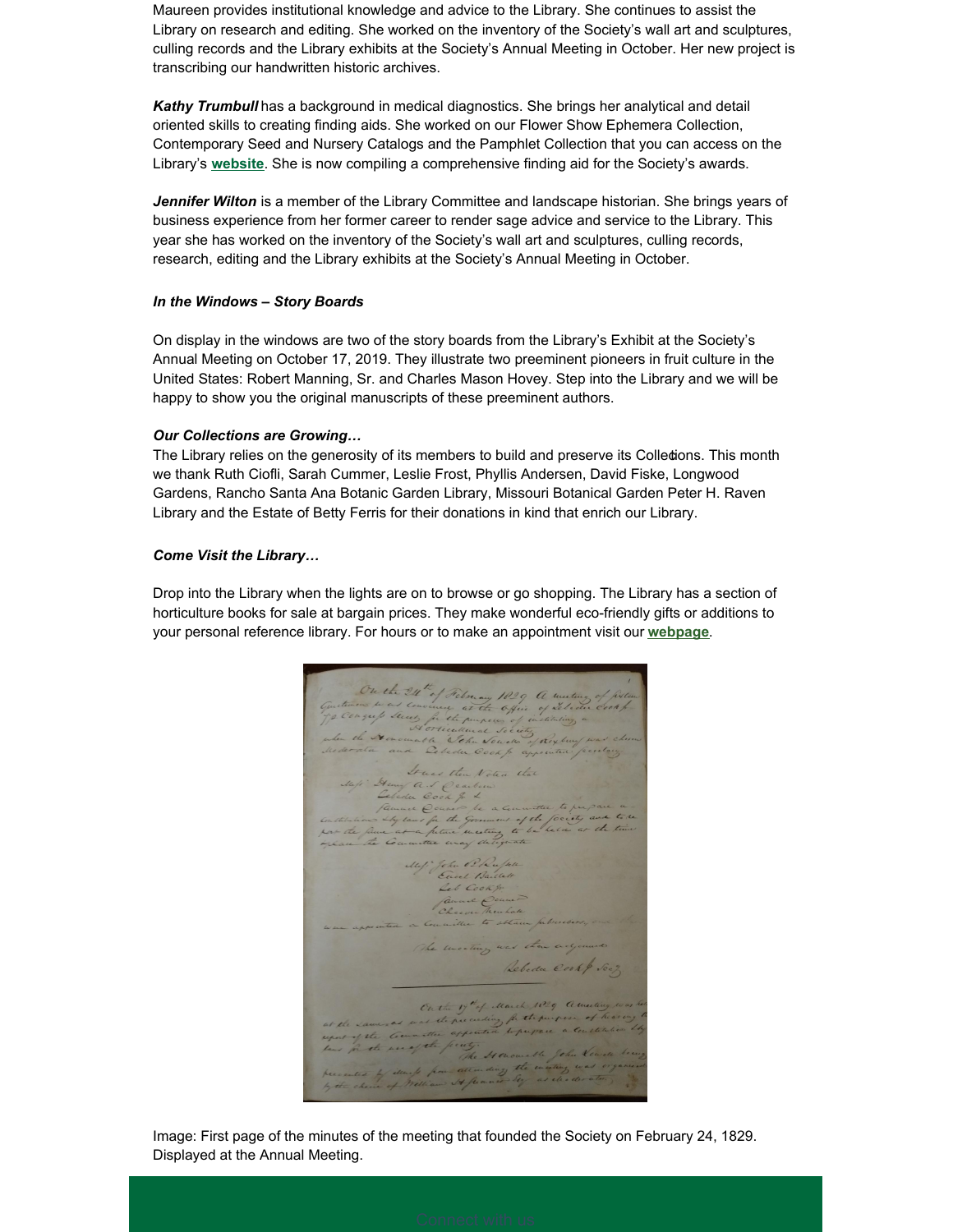Maureen provides institutional knowledge and advice to the Library. She continues to assist the Library on research and editing. She worked on the inventory of the Society's wall art and sculptures, culling records and the Library exhibits at the Society's Annual Meeting in October. Her new project is transcribing our handwritten historic archives.

***Kathy Trumbull*** has a background in medical diagnostics. She brings her analytical and detail oriented skills to creating finding aids. She worked on our Flower Show Ephemera Collection, Contemporary Seed and Nursery Catalogs and the Pamphlet Collection that you can access on the Library's **website**. She is now compiling a comprehensive finding aid for the Society's awards.

***Jennifer Wilton*** is a member of the Library Committee and landscape historian. She brings years of business experience from her former career to render sage advice and service to the Library. This year she has worked on the inventory of the Society's wall art and sculptures, culling records, research, editing and the Library exhibits at the Society's Annual Meeting in October.

***In the Windows – Story Boards***

On display in the windows are two of the story boards from the Library's Exhibit at the Society's Annual Meeting on October 17, 2019. They illustrate two preeminent pioneers in fruit culture in the United States: Robert Manning, Sr. and Charles Mason Hovey. Step into the Library and we will be happy to show you the original manuscripts of these preeminent authors.

***Our Collections are Growing…***

The Library relies on the generosity of its members to build and preserve its Collections. This month we thank Ruth Ciofli, Sarah Cummer, Leslie Frost, Phyllis Andersen, David Fiske, Longwood Gardens, Rancho Santa Ana Botanic Garden Library, Missouri Botanical Garden Peter H. Raven Library and the Estate of Betty Ferris for their donations in kind that enrich our Library.

***Come Visit the Library…***

Drop into the Library when the lights are on to browse or go shopping. The Library has a section of horticulture books for sale at bargain prices. They make wonderful eco-friendly gifts or additions to your personal reference library. For hours or to make an appointment visit our **webpage**.

Image: First page of the minutes of the meeting that founded the Society on February 24, 1829. Displayed at the Annual Meeting.

Connect with us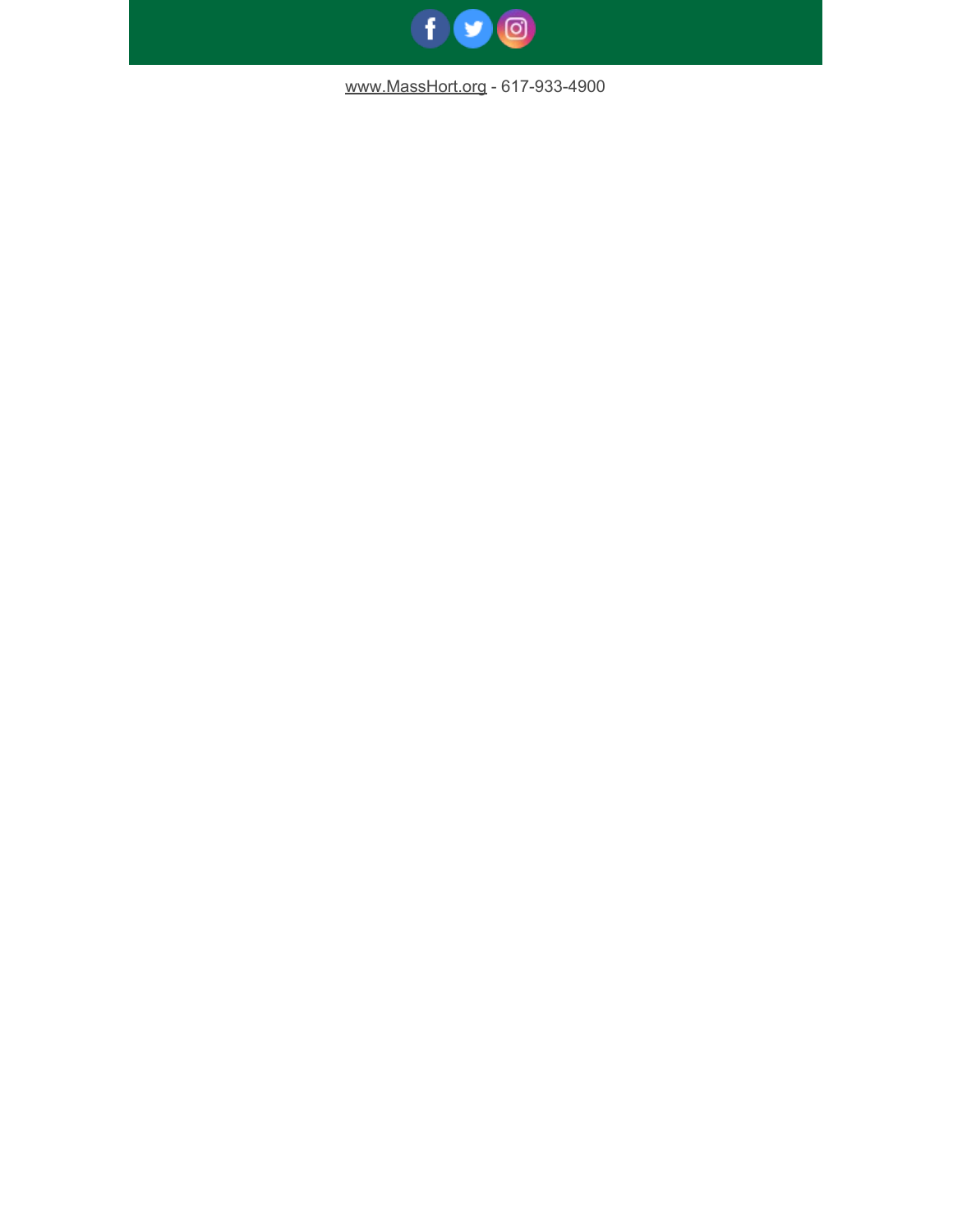[www.MassHort.org](http://www.MassHort.org) - 617-933-4900